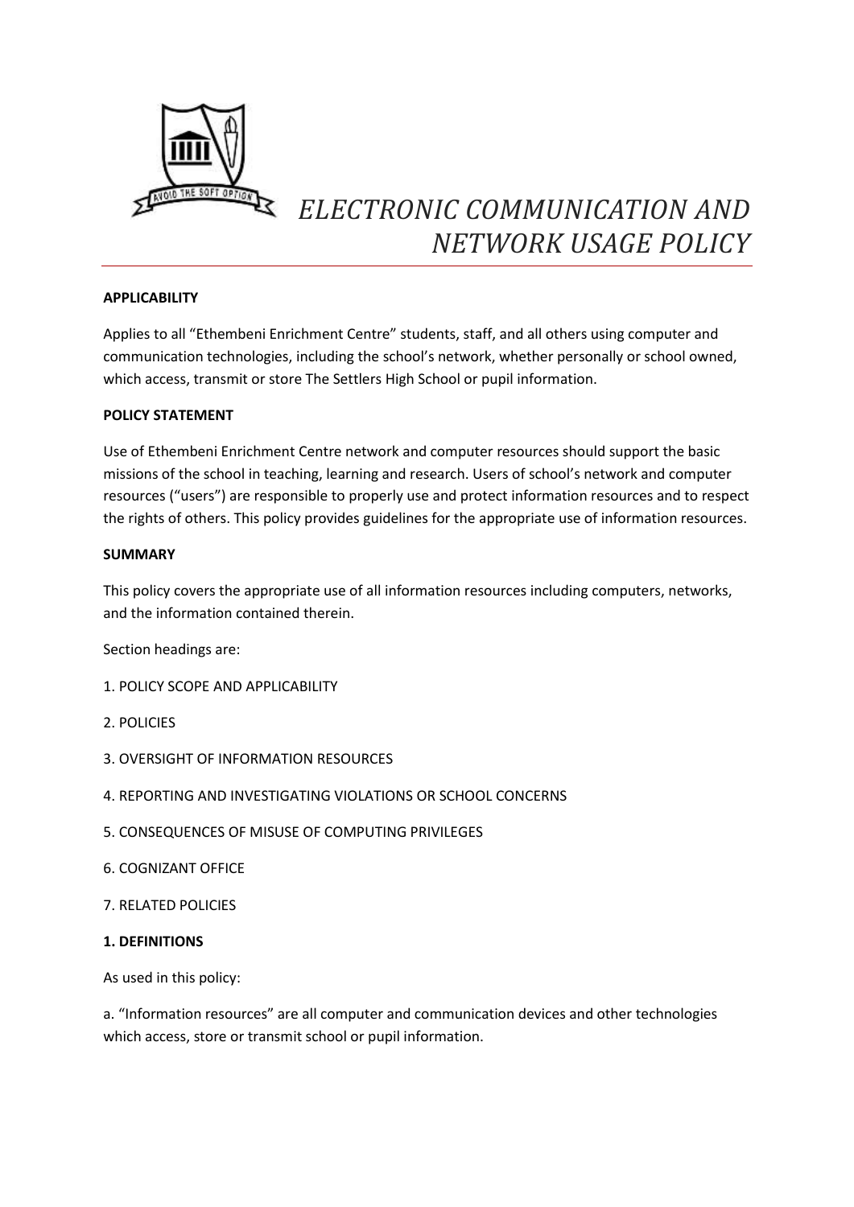# *ELECTRONIC COMMUNICATION AND NETWORK USAGE POLICY*

**APPLICABILITY**

Applies to all "Ethembeni Enrichment Centre" students, staff, and all others using computer and communication technologies, including the school's network, whether personally or school owned, which access, transmit or store The Settlers High School or pupil information.

**POLICY STATEMENT**

Use of Ethembeni Enrichment Centre network and computer resources should support the basic missions of the school in teaching, learning and research. Users of school's network and computer resources ("users") are responsible to properly use and protect information resources and to respect the rights of others. This policy provides guidelines for the appropriate use of information resources.

**SUMMARY**

This policy covers the appropriate use of all information resources including computers, networks, and the information contained therein.

Section headings are:

1. POLICY SCOPE AND APPLICABILITY
2. POLICIES
3. OVERSIGHT OF INFORMATION RESOURCES
4. REPORTING AND INVESTIGATING VIOLATIONS OR SCHOOL CONCERNS
5. CONSEQUENCES OF MISUSE OF COMPUTING PRIVILEGES
6. COGNIZANT OFFICE
7. RELATED POLICIES

**1. DEFINITIONS**

As used in this policy:

a. "Information resources" are all computer and communication devices and other technologies which access, store or transmit school or pupil information.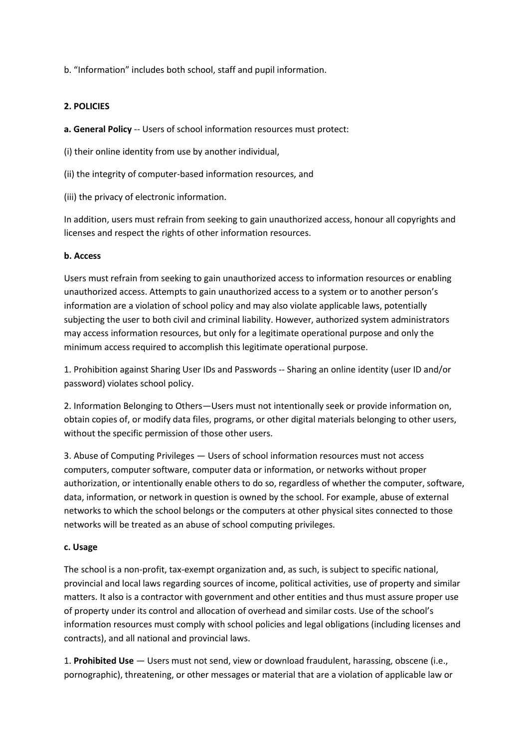b. “Information” includes both school, staff and pupil information.

**2. POLICIES**

**a. General Policy** -- Users of school information resources must protect:

(i) their online identity from use by another individual,

(ii) the integrity of computer-based information resources, and

(iii) the privacy of electronic information.

In addition, users must refrain from seeking to gain unauthorized access, honour all copyrights and licenses and respect the rights of other information resources.

**b. Access**

Users must refrain from seeking to gain unauthorized access to information resources or enabling unauthorized access. Attempts to gain unauthorized access to a system or to another person’s information are a violation of school policy and may also violate applicable laws, potentially subjecting the user to both civil and criminal liability. However, authorized system administrators may access information resources, but only for a legitimate operational purpose and only the minimum access required to accomplish this legitimate operational purpose.

1. Prohibition against Sharing User IDs and Passwords -- Sharing an online identity (user ID and/or password) violates school policy.

2. Information Belonging to Others—Users must not intentionally seek or provide information on, obtain copies of, or modify data files, programs, or other digital materials belonging to other users, without the specific permission of those other users.

3. Abuse of Computing Privileges — Users of school information resources must not access computers, computer software, computer data or information, or networks without proper authorization, or intentionally enable others to do so, regardless of whether the computer, software, data, information, or network in question is owned by the school. For example, abuse of external networks to which the school belongs or the computers at other physical sites connected to those networks will be treated as an abuse of school computing privileges.

**c. Usage**

The school is a non-profit, tax-exempt organization and, as such, is subject to specific national, provincial and local laws regarding sources of income, political activities, use of property and similar matters. It also is a contractor with government and other entities and thus must assure proper use of property under its control and allocation of overhead and similar costs. Use of the school’s information resources must comply with school policies and legal obligations (including licenses and contracts), and all national and provincial laws.

1. **Prohibited Use** — Users must not send, view or download fraudulent, harassing, obscene (i.e., pornographic), threatening, or other messages or material that are a violation of applicable law or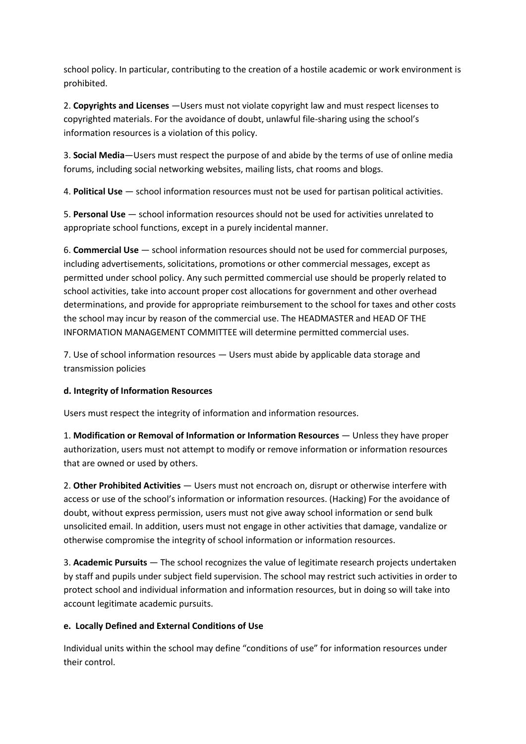school policy. In particular, contributing to the creation of a hostile academic or work environment is prohibited.

2. **Copyrights and Licenses** —Users must not violate copyright law and must respect licenses to copyrighted materials. For the avoidance of doubt, unlawful file-sharing using the school's information resources is a violation of this policy.

3. **Social Media**—Users must respect the purpose of and abide by the terms of use of online media forums, including social networking websites, mailing lists, chat rooms and blogs.

4. **Political Use** — school information resources must not be used for partisan political activities.

5. **Personal Use** — school information resources should not be used for activities unrelated to appropriate school functions, except in a purely incidental manner.

6. **Commercial Use** — school information resources should not be used for commercial purposes, including advertisements, solicitations, promotions or other commercial messages, except as permitted under school policy. Any such permitted commercial use should be properly related to school activities, take into account proper cost allocations for government and other overhead determinations, and provide for appropriate reimbursement to the school for taxes and other costs the school may incur by reason of the commercial use. The HEADMASTER and HEAD OF THE INFORMATION MANAGEMENT COMMITTEE will determine permitted commercial uses.

7. Use of school information resources — Users must abide by applicable data storage and transmission policies

**d. Integrity of Information Resources**

Users must respect the integrity of information and information resources.

1. **Modification or Removal of Information or Information Resources** — Unless they have proper authorization, users must not attempt to modify or remove information or information resources that are owned or used by others.

2. **Other Prohibited Activities** — Users must not encroach on, disrupt or otherwise interfere with access or use of the school's information or information resources. (Hacking) For the avoidance of doubt, without express permission, users must not give away school information or send bulk unsolicited email. In addition, users must not engage in other activities that damage, vandalize or otherwise compromise the integrity of school information or information resources.

3. **Academic Pursuits** — The school recognizes the value of legitimate research projects undertaken by staff and pupils under subject field supervision. The school may restrict such activities in order to protect school and individual information and information resources, but in doing so will take into account legitimate academic pursuits.

**e. Locally Defined and External Conditions of Use**

Individual units within the school may define "conditions of use" for information resources under their control.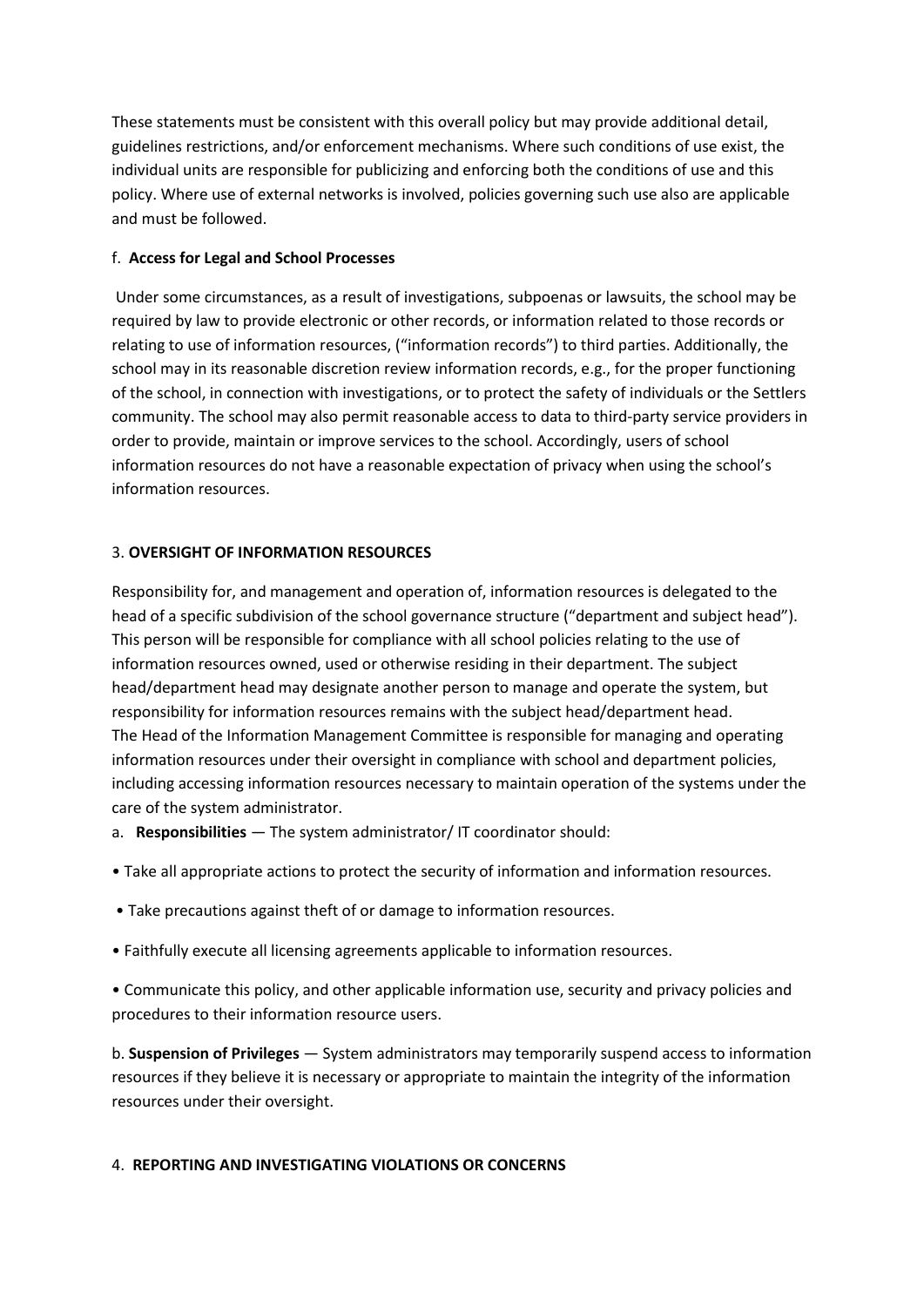These statements must be consistent with this overall policy but may provide additional detail, guidelines restrictions, and/or enforcement mechanisms. Where such conditions of use exist, the individual units are responsible for publicizing and enforcing both the conditions of use and this policy. Where use of external networks is involved, policies governing such use also are applicable and must be followed.

f. **Access for Legal and School Processes**

Under some circumstances, as a result of investigations, subpoenas or lawsuits, the school may be required by law to provide electronic or other records, or information related to those records or relating to use of information resources, ("information records") to third parties. Additionally, the school may in its reasonable discretion review information records, e.g., for the proper functioning of the school, in connection with investigations, or to protect the safety of individuals or the Settlers community. The school may also permit reasonable access to data to third-party service providers in order to provide, maintain or improve services to the school. Accordingly, users of school information resources do not have a reasonable expectation of privacy when using the school's information resources.

## 3. **OVERSIGHT OF INFORMATION RESOURCES**

Responsibility for, and management and operation of, information resources is delegated to the head of a specific subdivision of the school governance structure ("department and subject head"). This person will be responsible for compliance with all school policies relating to the use of information resources owned, used or otherwise residing in their department. The subject head/department head may designate another person to manage and operate the system, but responsibility for information resources remains with the subject head/department head.
The Head of the Information Management Committee is responsible for managing and operating information resources under their oversight in compliance with school and department policies, including accessing information resources necessary to maintain operation of the systems under the care of the system administrator.

a. **Responsibilities** — The system administrator/ IT coordinator should:

- Take all appropriate actions to protect the security of information and information resources.
- Take precautions against theft of or damage to information resources.
- Faithfully execute all licensing agreements applicable to information resources.
- Communicate this policy, and other applicable information use, security and privacy policies and procedures to their information resource users.

b. **Suspension of Privileges** — System administrators may temporarily suspend access to information resources if they believe it is necessary or appropriate to maintain the integrity of the information resources under their oversight.

## 4. **REPORTING AND INVESTIGATING VIOLATIONS OR CONCERNS**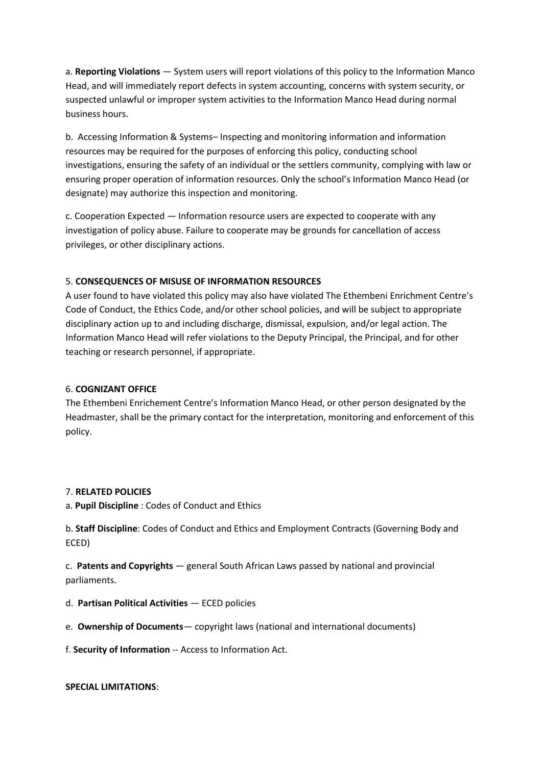a. **Reporting Violations** — System users will report violations of this policy to the Information Manco Head, and will immediately report defects in system accounting, concerns with system security, or suspected unlawful or improper system activities to the Information Manco Head during normal business hours.

b. Accessing Information & Systems– Inspecting and monitoring information and information resources may be required for the purposes of enforcing this policy, conducting school investigations, ensuring the safety of an individual or the settlers community, complying with law or ensuring proper operation of information resources. Only the school's Information Manco Head (or designate) may authorize this inspection and monitoring.

c. Cooperation Expected — Information resource users are expected to cooperate with any investigation of policy abuse. Failure to cooperate may be grounds for cancellation of access privileges, or other disciplinary actions.

5. **CONSEQUENCES OF MISUSE OF INFORMATION RESOURCES**

A user found to have violated this policy may also have violated The Ethembeni Enrichment Centre's Code of Conduct, the Ethics Code, and/or other school policies, and will be subject to appropriate disciplinary action up to and including discharge, dismissal, expulsion, and/or legal action. The Information Manco Head will refer violations to the Deputy Principal, the Principal, and for other teaching or research personnel, if appropriate.

6. **COGNIZANT OFFICE**

The Ethembeni Enrichement Centre's Information Manco Head, or other person designated by the Headmaster, shall be the primary contact for the interpretation, monitoring and enforcement of this policy.

7. **RELATED POLICIES**

a. **Pupil Discipline** : Codes of Conduct and Ethics

b. **Staff Discipline**: Codes of Conduct and Ethics and Employment Contracts (Governing Body and ECED)

c. **Patents and Copyrights** — general South African Laws passed by national and provincial parliaments.

d. **Partisan Political Activities** — ECED policies

e. **Ownership of Documents**— copyright laws (national and international documents)

f. **Security of Information** -- Access to Information Act.

**SPECIAL LIMITATIONS**: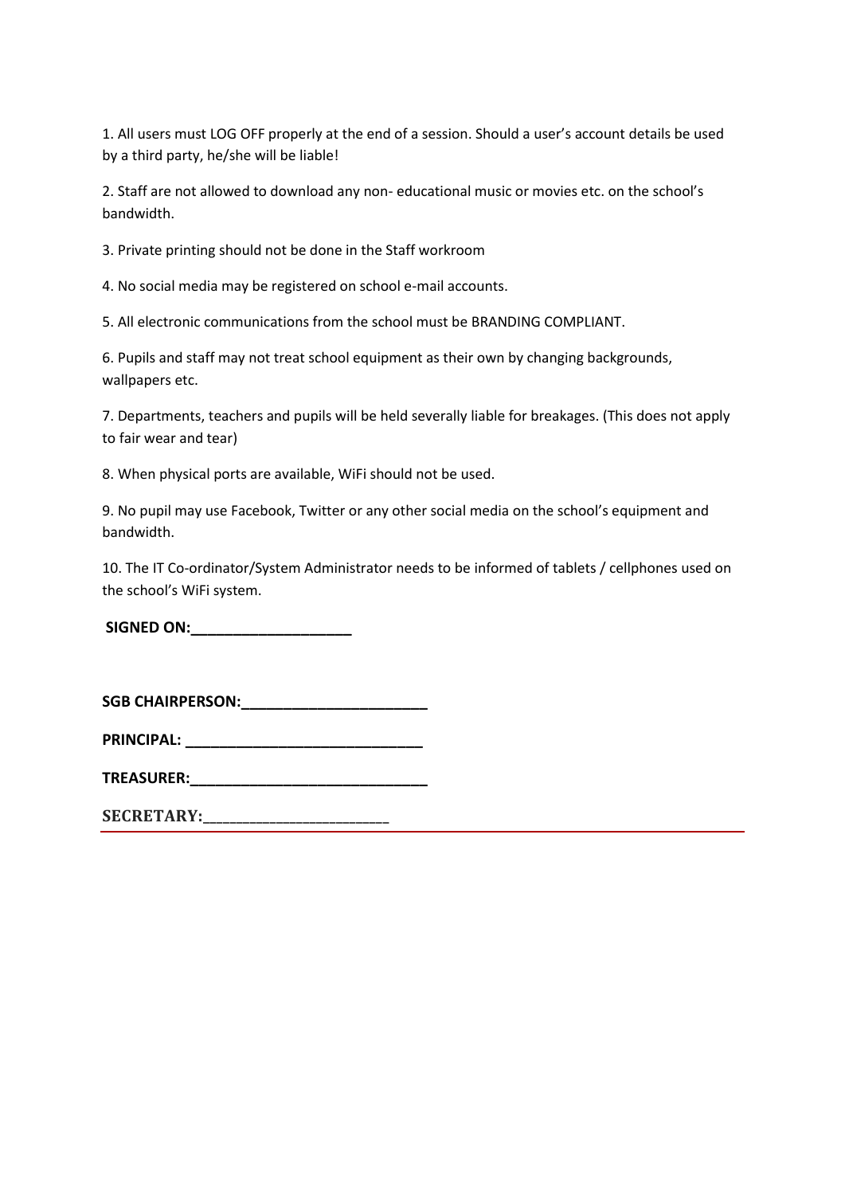1. All users must LOG OFF properly at the end of a session. Should a user's account details be used by a third party, he/she will be liable!

2. Staff are not allowed to download any non- educational music or movies etc. on the school's bandwidth.

3. Private printing should not be done in the Staff workroom

4. No social media may be registered on school e-mail accounts.

5. All electronic communications from the school must be BRANDING COMPLIANT.

6. Pupils and staff may not treat school equipment as their own by changing backgrounds, wallpapers etc.

7. Departments, teachers and pupils will be held severally liable for breakages. (This does not apply to fair wear and tear)

8. When physical ports are available, WiFi should not be used.

9. No pupil may use Facebook, Twitter or any other social media on the school's equipment and bandwidth.

10. The IT Co-ordinator/System Administrator needs to be informed of tablets / cellphones used on the school's WiFi system.

**SIGNED ON:___________________**

**SGB CHAIRPERSON:______________________**

**PRINCIPAL: ____________________________**

**TREASURER:____________________________**

**SECRETARY:________________________**